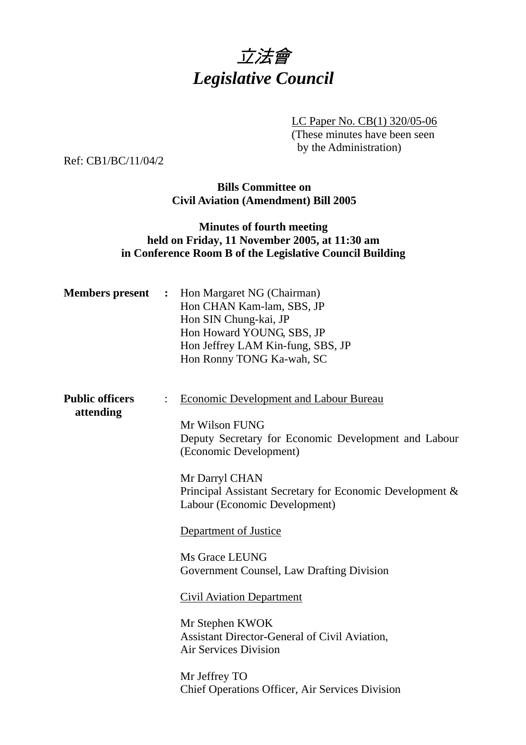# *立法會*
# *Legislative Council*

LC Paper No. CB(1) 320/05-06
(These minutes have been seen by the Administration)

Ref: CB1/BC/11/04/2

**Bills Committee on**
**Civil Aviation (Amendment) Bill 2005**

**Minutes of fourth meeting**
**held on Friday, 11 November 2005, at 11:30 am**
**in Conference Room B of the Legislative Council Building**

**Members present :**

Hon Margaret NG (Chairman)
Hon CHAN Kam-lam, SBS, JP
Hon SIN Chung-kai, JP
Hon Howard YOUNG, SBS, JP
Hon Jeffrey LAM Kin-fung, SBS, JP
Hon Ronny TONG Ka-wah, SC

**Public officers attending :**

Economic Development and Labour Bureau

Mr Wilson FUNG
Deputy Secretary for Economic Development and Labour (Economic Development)

Mr Darryl CHAN
Principal Assistant Secretary for Economic Development & Labour (Economic Development)

Department of Justice

Ms Grace LEUNG
Government Counsel, Law Drafting Division

Civil Aviation Department

Mr Stephen KWOK
Assistant Director-General of Civil Aviation, Air Services Division

Mr Jeffrey TO
Chief Operations Officer, Air Services Division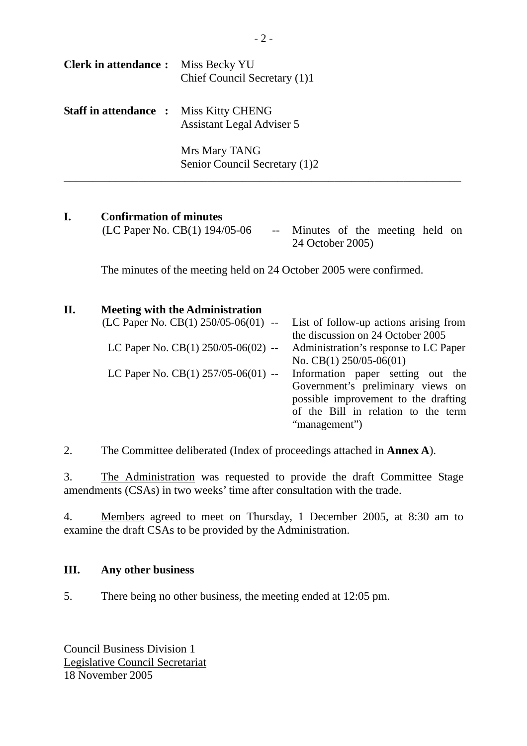**Clerk in attendance :** Miss Becky YU
Chief Council Secretary (1)1

**Staff in attendance :** Miss Kitty CHENG
Assistant Legal Adviser 5

Mrs Mary TANG
Senior Council Secretary (1)2

---

## I. Confirmation of minutes

(LC Paper No. CB(1) 194/05-06 -- Minutes of the meeting held on 24 October 2005)

The minutes of the meeting held on 24 October 2005 were confirmed.

## II. Meeting with the Administration

(LC Paper No. CB(1) 250/05-06(01) -- List of follow-up actions arising from the discussion on 24 October 2005

LC Paper No. CB(1) 250/05-06(02) -- Administration's response to LC Paper No. CB(1) 250/05-06(01)

LC Paper No. CB(1) 257/05-06(01) -- Information paper setting out the Government's preliminary views on possible improvement to the drafting of the Bill in relation to the term "management")

2. The Committee deliberated (Index of proceedings attached in **Annex A**).

3. The Administration was requested to provide the draft Committee Stage amendments (CSAs) in two weeks' time after consultation with the trade.

4. Members agreed to meet on Thursday, 1 December 2005, at 8:30 am to examine the draft CSAs to be provided by the Administration.

## III. Any other business

5. There being no other business, the meeting ended at 12:05 pm.

Council Business Division 1
Legislative Council Secretariat
18 November 2005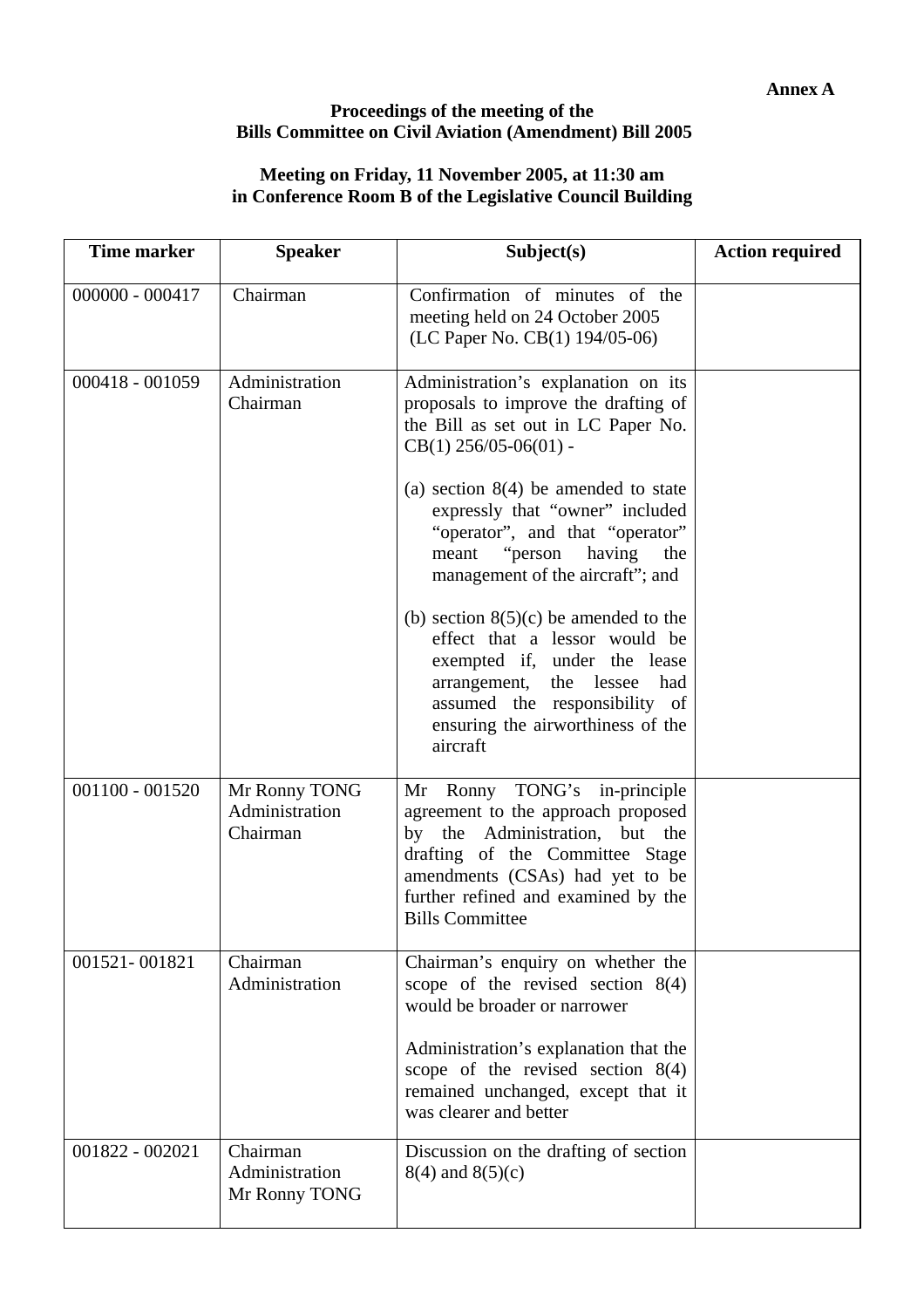**Annex A**

**Proceedings of the meeting of the**
**Bills Committee on Civil Aviation (Amendment) Bill 2005**

**Meeting on Friday, 11 November 2005, at 11:30 am**
**in Conference Room B of the Legislative Council Building**

| Time marker | Speaker | Subject(s) | Action required |
|---|---|---|---|
| 000000 - 000417 | Chairman | Confirmation of minutes of the meeting held on 24 October 2005 (LC Paper No. CB(1) 194/05-06) | |
| 000418 - 001059 | Administration<br>Chairman | Administration's explanation on its proposals to improve the drafting of the Bill as set out in LC Paper No. CB(1) 256/05-06(01) -<br><br>(a) section 8(4) be amended to state expressly that "owner" included "operator", and that "operator" meant "person having the management of the aircraft"; and<br><br>(b) section 8(5)(c) be amended to the effect that a lessor would be exempted if, under the lease arrangement, the lessee had assumed the responsibility of ensuring the airworthiness of the aircraft | |
| 001100 - 001520 | Mr Ronny TONG<br>Administration<br>Chairman | Mr Ronny TONG's in-principle agreement to the approach proposed by the Administration, but the drafting of the Committee Stage amendments (CSAs) had yet to be further refined and examined by the Bills Committee | |
| 001521- 001821 | Chairman<br>Administration | Chairman's enquiry on whether the scope of the revised section 8(4) would be broader or narrower<br><br>Administration's explanation that the scope of the revised section 8(4) remained unchanged, except that it was clearer and better | |
| 001822 - 002021 | Chairman<br>Administration<br>Mr Ronny TONG | Discussion on the drafting of section 8(4) and 8(5)(c) | |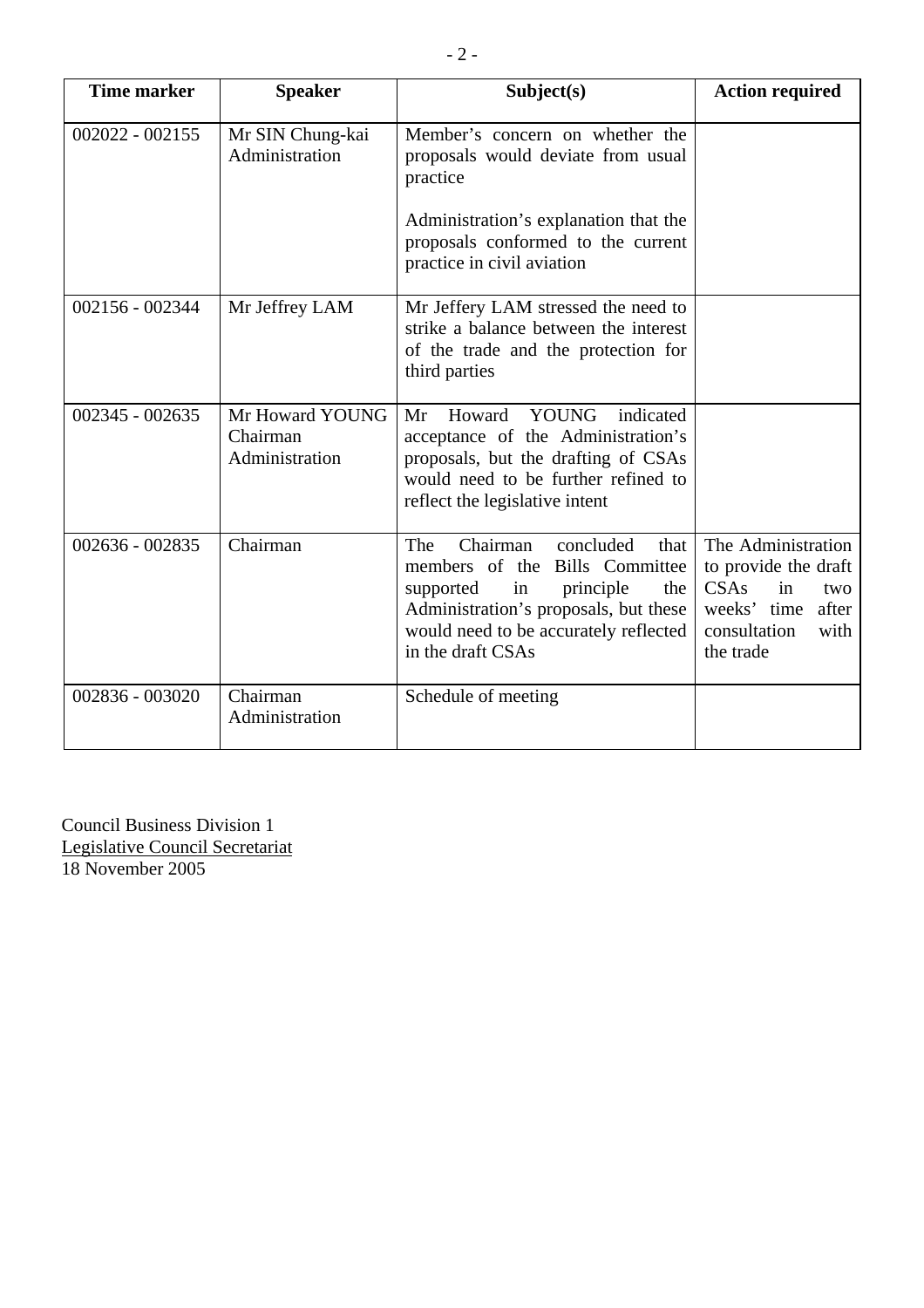| Time marker | Speaker | Subject(s) | Action required |
|---|---|---|---|
| 002022 - 002155 | Mr SIN Chung-kai<br>Administration | Member's concern on whether the proposals would deviate from usual practice<br><br>Administration's explanation that the proposals conformed to the current practice in civil aviation | |
| 002156 - 002344 | Mr Jeffrey LAM | Mr Jeffery LAM stressed the need to strike a balance between the interest of the trade and the protection for third parties | |
| 002345 - 002635 | Mr Howard YOUNG<br>Chairman<br>Administration | Mr Howard YOUNG indicated acceptance of the Administration's proposals, but the drafting of CSAs would need to be further refined to reflect the legislative intent | |
| 002636 - 002835 | Chairman | The Chairman concluded that members of the Bills Committee supported in principle the Administration's proposals, but these would need to be accurately reflected in the draft CSAs | The Administration to provide the draft CSAs in two weeks' time after consultation with the trade |
| 002836 - 003020 | Chairman<br>Administration | Schedule of meeting | |

Council Business Division 1
Legislative Council Secretariat
18 November 2005